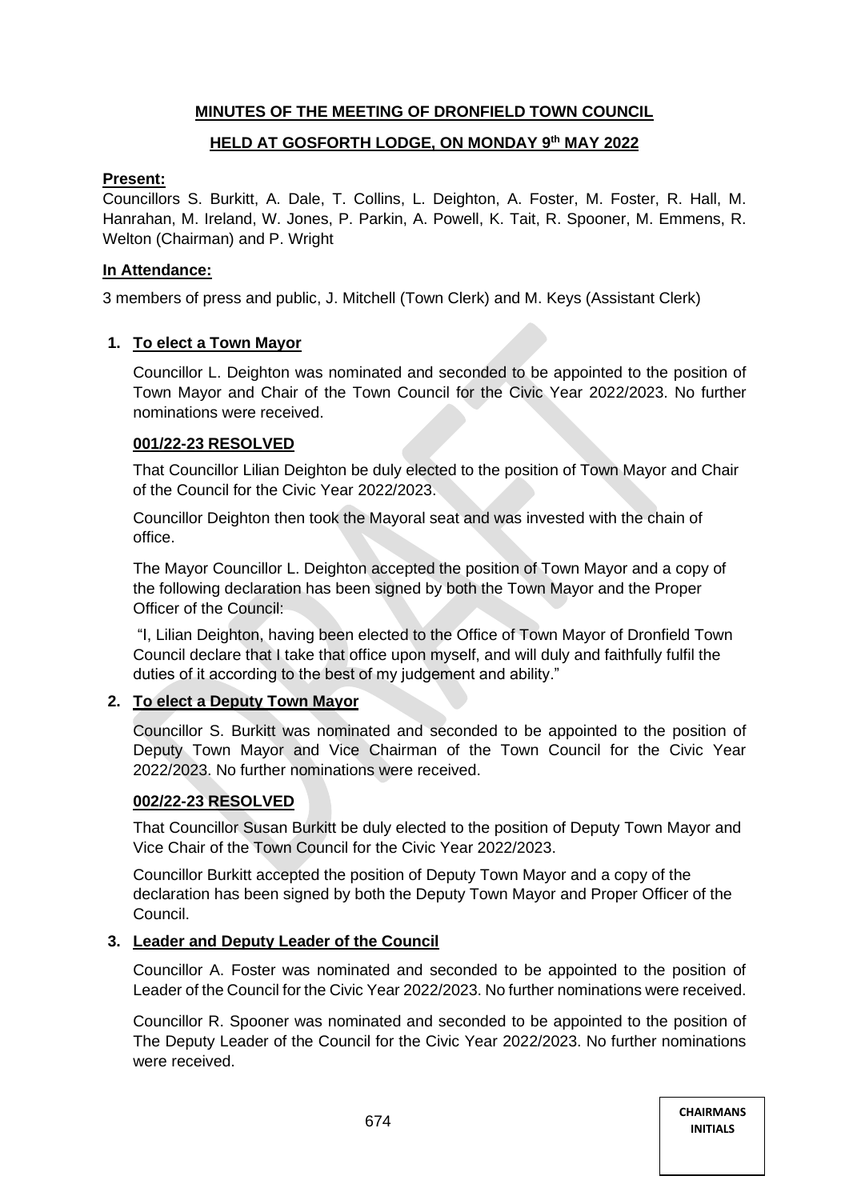# MINUTES OF THE MEETING OF DRONFIELD TOWN COUNCIL

## HELD AT GOSFORTH LODGE, ON MONDAY 9th MAY 2022

**Present:**

Councillors S. Burkitt, A. Dale, T. Collins, L. Deighton, A. Foster, M. Foster, R. Hall, M. Hanrahan, M. Ireland, W. Jones, P. Parkin, A. Powell, K. Tait, R. Spooner, M. Emmens, R. Welton (Chairman) and P. Wright

**In Attendance:**

3 members of press and public, J. Mitchell (Town Clerk) and M. Keys (Assistant Clerk)

1. **To elect a Town Mayor**

   Councillor L. Deighton was nominated and seconded to be appointed to the position of Town Mayor and Chair of the Town Council for the Civic Year 2022/2023. No further nominations were received.

   **001/22-23 RESOLVED**

   That Councillor Lilian Deighton be duly elected to the position of Town Mayor and Chair of the Council for the Civic Year 2022/2023.

   Councillor Deighton then took the Mayoral seat and was invested with the chain of office.

   The Mayor Councillor L. Deighton accepted the position of Town Mayor and a copy of the following declaration has been signed by both the Town Mayor and the Proper Officer of the Council:

   "I, Lilian Deighton, having been elected to the Office of Town Mayor of Dronfield Town Council declare that I take that office upon myself, and will duly and faithfully fulfil the duties of it according to the best of my judgement and ability."

2. **To elect a Deputy Town Mayor**

   Councillor S. Burkitt was nominated and seconded to be appointed to the position of Deputy Town Mayor and Vice Chairman of the Town Council for the Civic Year 2022/2023. No further nominations were received.

   **002/22-23 RESOLVED**

   That Councillor Susan Burkitt be duly elected to the position of Deputy Town Mayor and Vice Chair of the Town Council for the Civic Year 2022/2023.

   Councillor Burkitt accepted the position of Deputy Town Mayor and a copy of the declaration has been signed by both the Deputy Town Mayor and Proper Officer of the Council.

3. **Leader and Deputy Leader of the Council**

   Councillor A. Foster was nominated and seconded to be appointed to the position of Leader of the Council for the Civic Year 2022/2023. No further nominations were received.

   Councillor R. Spooner was nominated and seconded to be appointed to the position of The Deputy Leader of the Council for the Civic Year 2022/2023. No further nominations were received.

CHAIRMANS INITIALS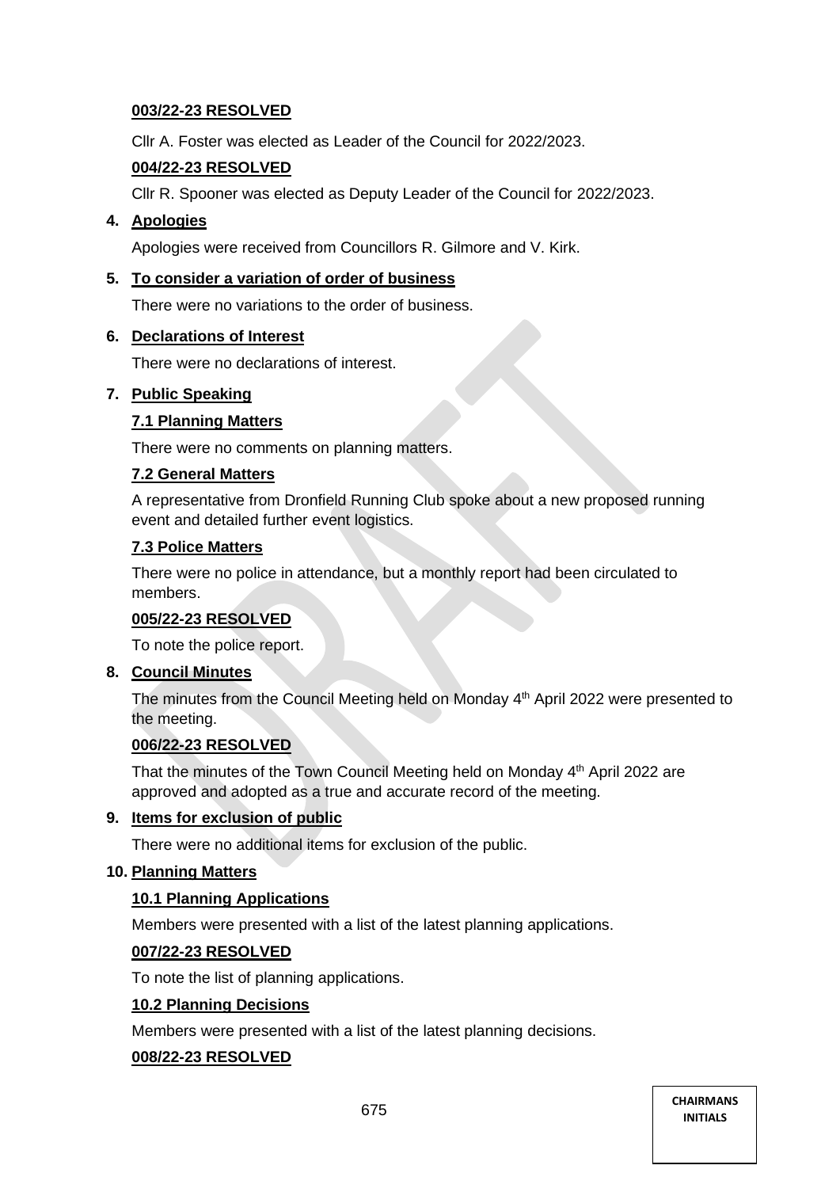**003/22-23 RESOLVED**

Cllr A. Foster was elected as Leader of the Council for 2022/2023.

**004/22-23 RESOLVED**

Cllr R. Spooner was elected as Deputy Leader of the Council for 2022/2023.

**4. Apologies**

Apologies were received from Councillors R. Gilmore and V. Kirk.

**5. To consider a variation of order of business**

There were no variations to the order of business.

**6. Declarations of Interest**

There were no declarations of interest.

**7. Public Speaking**

**7.1 Planning Matters**

There were no comments on planning matters.

**7.2 General Matters**

A representative from Dronfield Running Club spoke about a new proposed running event and detailed further event logistics.

**7.3 Police Matters**

There were no police in attendance, but a monthly report had been circulated to members.

**005/22-23 RESOLVED**

To note the police report.

**8. Council Minutes**

The minutes from the Council Meeting held on Monday 4th April 2022 were presented to the meeting.

**006/22-23 RESOLVED**

That the minutes of the Town Council Meeting held on Monday 4th April 2022 are approved and adopted as a true and accurate record of the meeting.

**9. Items for exclusion of public**

There were no additional items for exclusion of the public.

**10. Planning Matters**

**10.1 Planning Applications**

Members were presented with a list of the latest planning applications.

**007/22-23 RESOLVED**

To note the list of planning applications.

**10.2 Planning Decisions**

Members were presented with a list of the latest planning decisions.

**008/22-23 RESOLVED**

CHAIRMANS INITIALS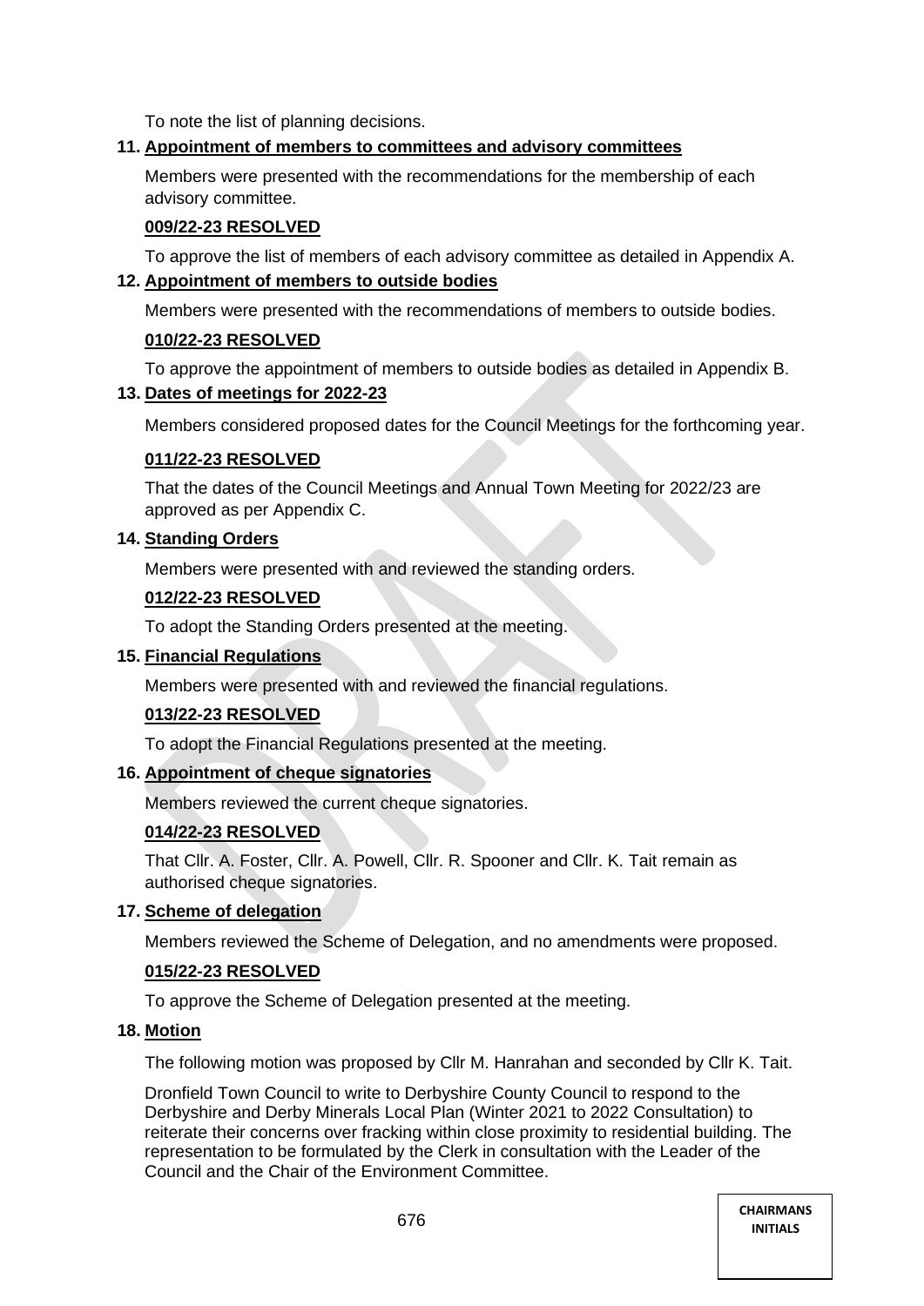To note the list of planning decisions.

**11. Appointment of members to committees and advisory committees**

Members were presented with the recommendations for the membership of each advisory committee.

**009/22-23 RESOLVED**

To approve the list of members of each advisory committee as detailed in Appendix A.

**12. Appointment of members to outside bodies**

Members were presented with the recommendations of members to outside bodies.

**010/22-23 RESOLVED**

To approve the appointment of members to outside bodies as detailed in Appendix B.

**13. Dates of meetings for 2022-23**

Members considered proposed dates for the Council Meetings for the forthcoming year.

**011/22-23 RESOLVED**

That the dates of the Council Meetings and Annual Town Meeting for 2022/23 are approved as per Appendix C.

**14. Standing Orders**

Members were presented with and reviewed the standing orders.

**012/22-23 RESOLVED**

To adopt the Standing Orders presented at the meeting.

**15. Financial Regulations**

Members were presented with and reviewed the financial regulations.

**013/22-23 RESOLVED**

To adopt the Financial Regulations presented at the meeting.

**16. Appointment of cheque signatories**

Members reviewed the current cheque signatories.

**014/22-23 RESOLVED**

That Cllr. A. Foster, Cllr. A. Powell, Cllr. R. Spooner and Cllr. K. Tait remain as authorised cheque signatories.

**17. Scheme of delegation**

Members reviewed the Scheme of Delegation, and no amendments were proposed.

**015/22-23 RESOLVED**

To approve the Scheme of Delegation presented at the meeting.

**18. Motion**

The following motion was proposed by Cllr M. Hanrahan and seconded by Cllr K. Tait.

Dronfield Town Council to write to Derbyshire County Council to respond to the Derbyshire and Derby Minerals Local Plan (Winter 2021 to 2022 Consultation) to reiterate their concerns over fracking within close proximity to residential building. The representation to be formulated by the Clerk in consultation with the Leader of the Council and the Chair of the Environment Committee.

CHAIRMANS INITIALS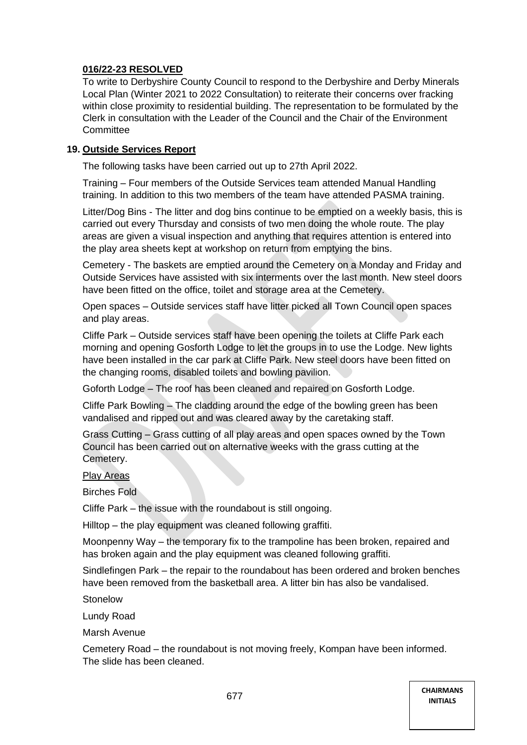**016/22-23 RESOLVED**

To write to Derbyshire County Council to respond to the Derbyshire and Derby Minerals Local Plan (Winter 2021 to 2022 Consultation) to reiterate their concerns over fracking within close proximity to residential building. The representation to be formulated by the Clerk in consultation with the Leader of the Council and the Chair of the Environment Committee

**19. Outside Services Report**

The following tasks have been carried out up to 27th April 2022.

Training – Four members of the Outside Services team attended Manual Handling training. In addition to this two members of the team have attended PASMA training.

Litter/Dog Bins - The litter and dog bins continue to be emptied on a weekly basis, this is carried out every Thursday and consists of two men doing the whole route. The play areas are given a visual inspection and anything that requires attention is entered into the play area sheets kept at workshop on return from emptying the bins.

Cemetery - The baskets are emptied around the Cemetery on a Monday and Friday and Outside Services have assisted with six interments over the last month. New steel doors have been fitted on the office, toilet and storage area at the Cemetery.

Open spaces – Outside services staff have litter picked all Town Council open spaces and play areas.

Cliffe Park – Outside services staff have been opening the toilets at Cliffe Park each morning and opening Gosforth Lodge to let the groups in to use the Lodge. New lights have been installed in the car park at Cliffe Park. New steel doors have been fitted on the changing rooms, disabled toilets and bowling pavilion.

Goforth Lodge – The roof has been cleaned and repaired on Gosforth Lodge.

Cliffe Park Bowling – The cladding around the edge of the bowling green has been vandalised and ripped out and was cleared away by the caretaking staff.

Grass Cutting – Grass cutting of all play areas and open spaces owned by the Town Council has been carried out on alternative weeks with the grass cutting at the Cemetery.

Play Areas

Birches Fold

Cliffe Park – the issue with the roundabout is still ongoing.

Hilltop – the play equipment was cleaned following graffiti.

Moonpenny Way – the temporary fix to the trampoline has been broken, repaired and has broken again and the play equipment was cleaned following graffiti.

Sindlefingen Park – the repair to the roundabout has been ordered and broken benches have been removed from the basketball area. A litter bin has also be vandalised.

Stonelow

Lundy Road

Marsh Avenue

Cemetery Road – the roundabout is not moving freely, Kompan have been informed. The slide has been cleaned.

CHAIRMANS INITIALS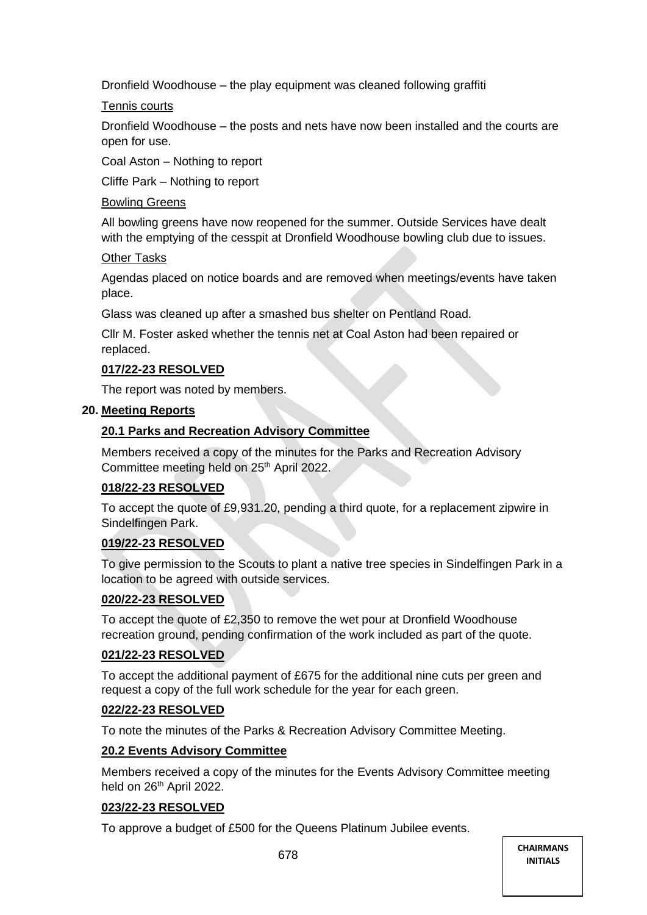Dronfield Woodhouse – the play equipment was cleaned following graffiti

Tennis courts

Dronfield Woodhouse – the posts and nets have now been installed and the courts are open for use.

Coal Aston – Nothing to report

Cliffe Park – Nothing to report

Bowling Greens

All bowling greens have now reopened for the summer. Outside Services have dealt with the emptying of the cesspit at Dronfield Woodhouse bowling club due to issues.

Other Tasks

Agendas placed on notice boards and are removed when meetings/events have taken place.

Glass was cleaned up after a smashed bus shelter on Pentland Road.

Cllr M. Foster asked whether the tennis net at Coal Aston had been repaired or replaced.

**017/22-23 RESOLVED**

The report was noted by members.

**20. Meeting Reports**

**20.1 Parks and Recreation Advisory Committee**

Members received a copy of the minutes for the Parks and Recreation Advisory Committee meeting held on 25th April 2022.

**018/22-23 RESOLVED**

To accept the quote of £9,931.20, pending a third quote, for a replacement zipwire in Sindelfingen Park.

**019/22-23 RESOLVED**

To give permission to the Scouts to plant a native tree species in Sindelfingen Park in a location to be agreed with outside services.

**020/22-23 RESOLVED**

To accept the quote of £2,350 to remove the wet pour at Dronfield Woodhouse recreation ground, pending confirmation of the work included as part of the quote.

**021/22-23 RESOLVED**

To accept the additional payment of £675 for the additional nine cuts per green and request a copy of the full work schedule for the year for each green.

**022/22-23 RESOLVED**

To note the minutes of the Parks & Recreation Advisory Committee Meeting.

**20.2 Events Advisory Committee**

Members received a copy of the minutes for the Events Advisory Committee meeting held on 26th April 2022.

**023/22-23 RESOLVED**

To approve a budget of £500 for the Queens Platinum Jubilee events.

CHAIRMANS INITIALS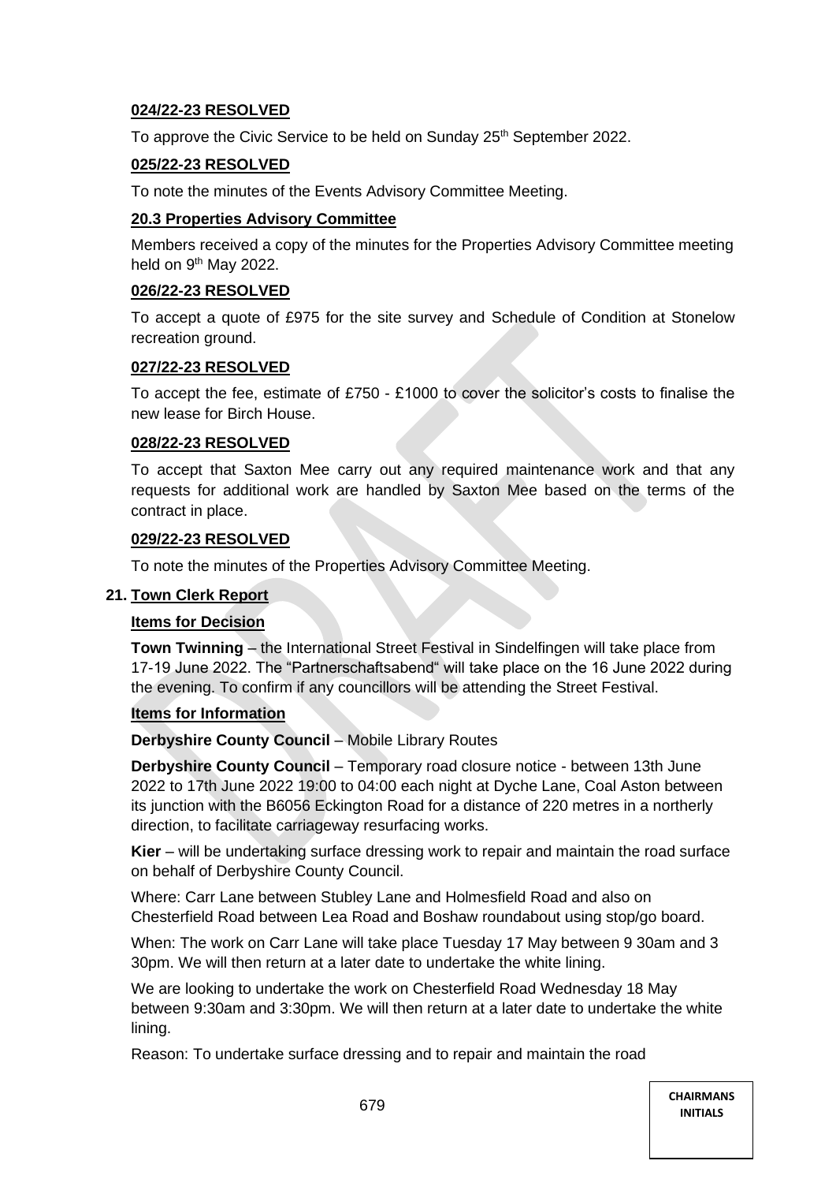**024/22-23 RESOLVED**

To approve the Civic Service to be held on Sunday 25th September 2022.

**025/22-23 RESOLVED**

To note the minutes of the Events Advisory Committee Meeting.

**20.3 Properties Advisory Committee**

Members received a copy of the minutes for the Properties Advisory Committee meeting held on 9th May 2022.

**026/22-23 RESOLVED**

To accept a quote of £975 for the site survey and Schedule of Condition at Stonelow recreation ground.

**027/22-23 RESOLVED**

To accept the fee, estimate of £750 - £1000 to cover the solicitor's costs to finalise the new lease for Birch House.

**028/22-23 RESOLVED**

To accept that Saxton Mee carry out any required maintenance work and that any requests for additional work are handled by Saxton Mee based on the terms of the contract in place.

**029/22-23 RESOLVED**

To note the minutes of the Properties Advisory Committee Meeting.

**21. Town Clerk Report**

**Items for Decision**

**Town Twinning** – the International Street Festival in Sindelfingen will take place from 17-19 June 2022. The "Partnerschaftsabend" will take place on the 16 June 2022 during the evening. To confirm if any councillors will be attending the Street Festival.

**Items for Information**

**Derbyshire County Council** – Mobile Library Routes

**Derbyshire County Council** – Temporary road closure notice - between 13th June 2022 to 17th June 2022 19:00 to 04:00 each night at Dyche Lane, Coal Aston between its junction with the B6056 Eckington Road for a distance of 220 metres in a northerly direction, to facilitate carriageway resurfacing works.

**Kier** – will be undertaking surface dressing work to repair and maintain the road surface on behalf of Derbyshire County Council.

Where: Carr Lane between Stubley Lane and Holmesfield Road and also on Chesterfield Road between Lea Road and Boshaw roundabout using stop/go board.

When: The work on Carr Lane will take place Tuesday 17 May between 9 30am and 3 30pm. We will then return at a later date to undertake the white lining.

We are looking to undertake the work on Chesterfield Road Wednesday 18 May between 9:30am and 3:30pm. We will then return at a later date to undertake the white lining.

Reason: To undertake surface dressing and to repair and maintain the road

CHAIRMANS INITIALS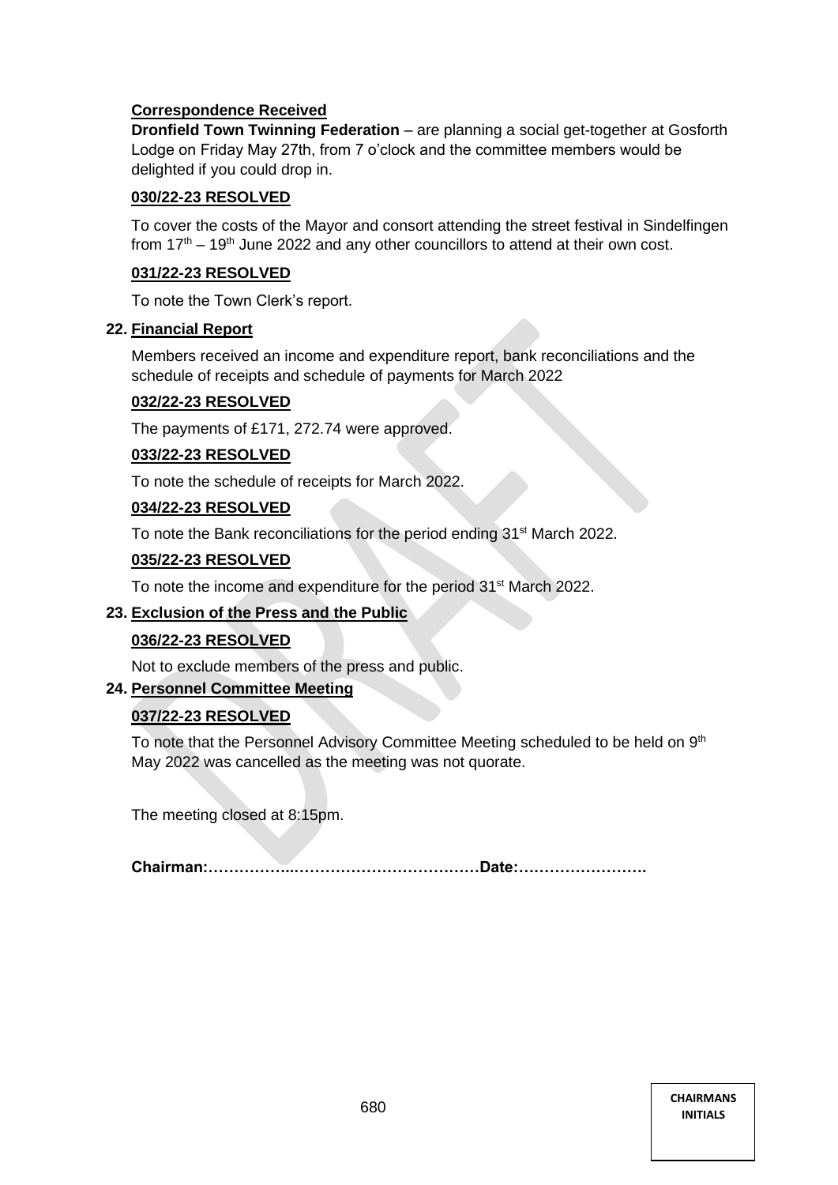**Correspondence Received**

**Dronfield Town Twinning Federation** – are planning a social get-together at Gosforth Lodge on Friday May 27th, from 7 o'clock and the committee members would be delighted if you could drop in.

**030/22-23 RESOLVED**

To cover the costs of the Mayor and consort attending the street festival in Sindelfingen from 17th – 19th June 2022 and any other councillors to attend at their own cost.

**031/22-23 RESOLVED**

To note the Town Clerk's report.

**22. Financial Report**

Members received an income and expenditure report, bank reconciliations and the schedule of receipts and schedule of payments for March 2022

**032/22-23 RESOLVED**

The payments of £171, 272.74 were approved.

**033/22-23 RESOLVED**

To note the schedule of receipts for March 2022.

**034/22-23 RESOLVED**

To note the Bank reconciliations for the period ending 31st March 2022.

**035/22-23 RESOLVED**

To note the income and expenditure for the period 31st March 2022.

**23. Exclusion of the Press and the Public**

**036/22-23 RESOLVED**

Not to exclude members of the press and public.

**24. Personnel Committee Meeting**

**037/22-23 RESOLVED**

To note that the Personnel Advisory Committee Meeting scheduled to be held on 9th May 2022 was cancelled as the meeting was not quorate.

The meeting closed at 8:15pm.

**Chairman:……………..………………………………Date:…………………….**

**CHAIRMANS INITIALS**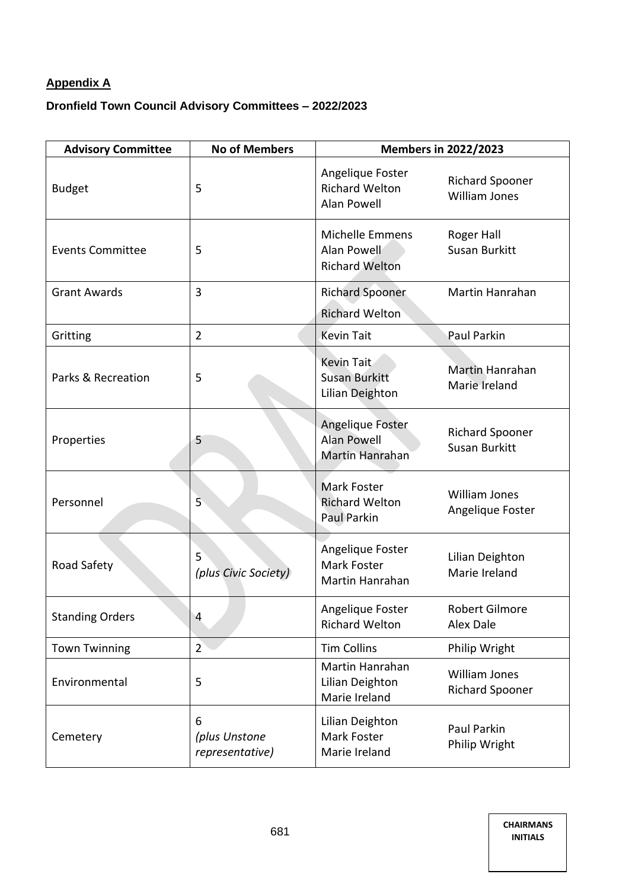**Appendix A**

**Dronfield Town Council Advisory Committees – 2022/2023**

| Advisory Committee | No of Members | Members in 2022/2023 | |
|---|---|---|---|
| Budget | 5 | Angelique Foster<br>Richard Welton<br>Alan Powell | Richard Spooner<br>William Jones |
| Events Committee | 5 | Michelle Emmens<br>Alan Powell<br>Richard Welton | Roger Hall<br>Susan Burkitt |
| Grant Awards | 3 | Richard Spooner<br>Richard Welton | Martin Hanrahan |
| Gritting | 2 | Kevin Tait | Paul Parkin |
| Parks & Recreation | 5 | Kevin Tait<br>Susan Burkitt<br>Lilian Deighton | Martin Hanrahan<br>Marie Ireland |
| Properties | 5 | Angelique Foster<br>Alan Powell<br>Martin Hanrahan | Richard Spooner<br>Susan Burkitt |
| Personnel | 5 | Mark Foster<br>Richard Welton<br>Paul Parkin | William Jones<br>Angelique Foster |
| Road Safety | 5<br>*(plus Civic Society)* | Angelique Foster<br>Mark Foster<br>Martin Hanrahan | Lilian Deighton<br>Marie Ireland |
| Standing Orders | 4 | Angelique Foster<br>Richard Welton | Robert Gilmore<br>Alex Dale |
| Town Twinning | 2 | Tim Collins | Philip Wright |
| Environmental | 5 | Martin Hanrahan<br>Lilian Deighton<br>Marie Ireland | William Jones<br>Richard Spooner |
| Cemetery | 6<br>*(plus Unstone representative)* | Lilian Deighton<br>Mark Foster<br>Marie Ireland | Paul Parkin<br>Philip Wright |

CHAIRMANS INITIALS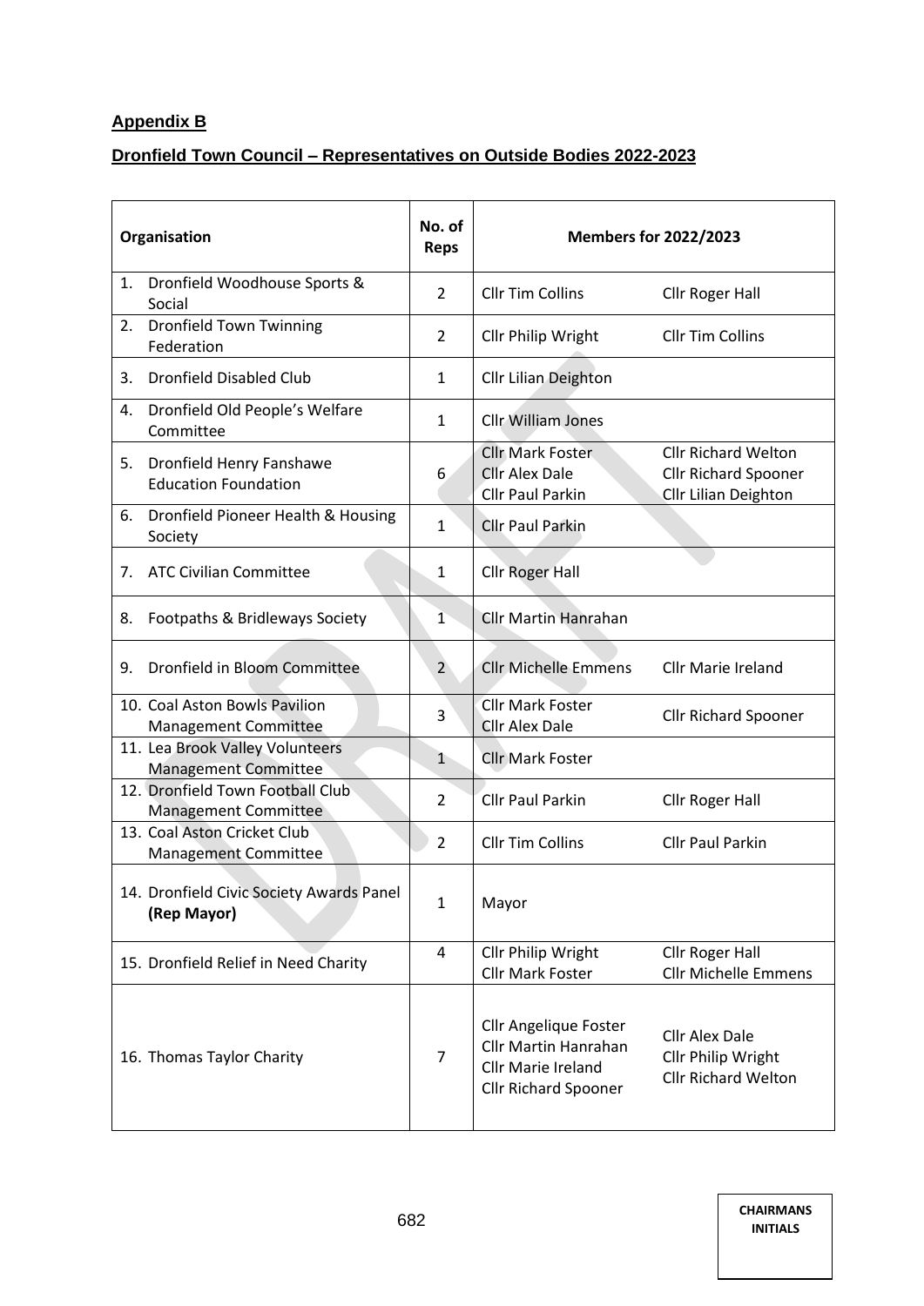**Appendix B**

**Dronfield Town Council – Representatives on Outside Bodies 2022-2023**

| Organisation | No. of Reps | Members for 2022/2023 | |
|---|---|---|---|
| 1. Dronfield Woodhouse Sports & Social | 2 | Cllr Tim Collins | Cllr Roger Hall |
| 2. Dronfield Town Twinning Federation | 2 | Cllr Philip Wright | Cllr Tim Collins |
| 3. Dronfield Disabled Club | 1 | Cllr Lilian Deighton | |
| 4. Dronfield Old People's Welfare Committee | 1 | Cllr William Jones | |
| 5. Dronfield Henry Fanshawe Education Foundation | 6 | Cllr Mark Foster<br>Cllr Alex Dale<br>Cllr Paul Parkin | Cllr Richard Welton<br>Cllr Richard Spooner<br>Cllr Lilian Deighton |
| 6. Dronfield Pioneer Health & Housing Society | 1 | Cllr Paul Parkin | |
| 7. ATC Civilian Committee | 1 | Cllr Roger Hall | |
| 8. Footpaths & Bridleways Society | 1 | Cllr Martin Hanrahan | |
| 9. Dronfield in Bloom Committee | 2 | Cllr Michelle Emmens | Cllr Marie Ireland |
| 10. Coal Aston Bowls Pavilion Management Committee | 3 | Cllr Mark Foster<br>Cllr Alex Dale | Cllr Richard Spooner |
| 11. Lea Brook Valley Volunteers Management Committee | 1 | Cllr Mark Foster | |
| 12. Dronfield Town Football Club Management Committee | 2 | Cllr Paul Parkin | Cllr Roger Hall |
| 13. Coal Aston Cricket Club Management Committee | 2 | Cllr Tim Collins | Cllr Paul Parkin |
| 14. Dronfield Civic Society Awards Panel **(Rep Mayor)** | 1 | Mayor | |
| 15. Dronfield Relief in Need Charity | 4 | Cllr Philip Wright<br>Cllr Mark Foster | Cllr Roger Hall<br>Cllr Michelle Emmens |
| 16. Thomas Taylor Charity | 7 | Cllr Angelique Foster<br>Cllr Martin Hanrahan<br>Cllr Marie Ireland<br>Cllr Richard Spooner | Cllr Alex Dale<br>Cllr Philip Wright<br>Cllr Richard Welton |

CHAIRMANS INITIALS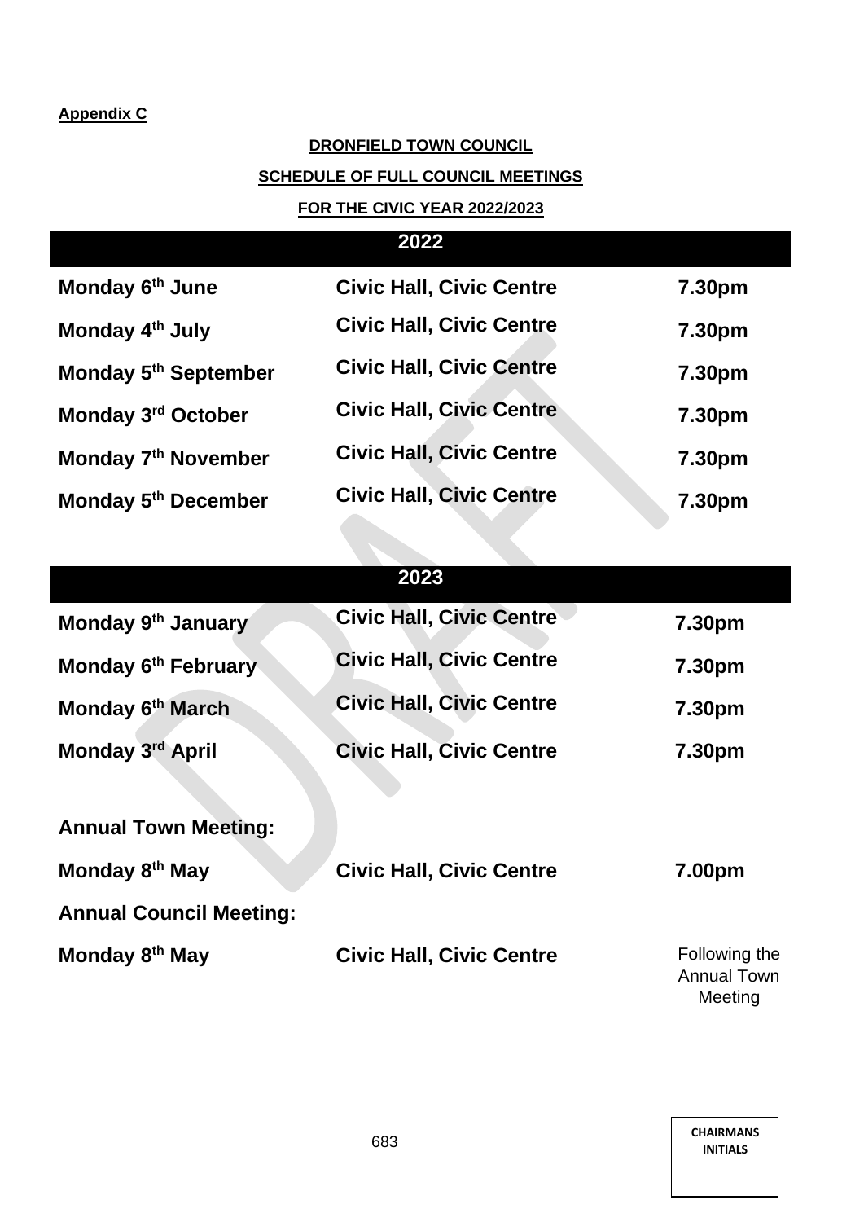**Appendix C**

**DRONFIELD TOWN COUNCIL**

**SCHEDULE OF FULL COUNCIL MEETINGS**

**FOR THE CIVIC YEAR 2022/2023**

| 2022 | | |
|---|---|---|
| **Monday 6th June** | **Civic Hall, Civic Centre** | **7.30pm** |
| **Monday 4th July** | **Civic Hall, Civic Centre** | **7.30pm** |
| **Monday 5th September** | **Civic Hall, Civic Centre** | **7.30pm** |
| **Monday 3rd October** | **Civic Hall, Civic Centre** | **7.30pm** |
| **Monday 7th November** | **Civic Hall, Civic Centre** | **7.30pm** |
| **Monday 5th December** | **Civic Hall, Civic Centre** | **7.30pm** |

| 2023 | | |
|---|---|---|
| **Monday 9th January** | **Civic Hall, Civic Centre** | **7.30pm** |
| **Monday 6th February** | **Civic Hall, Civic Centre** | **7.30pm** |
| **Monday 6th March** | **Civic Hall, Civic Centre** | **7.30pm** |
| **Monday 3rd April** | **Civic Hall, Civic Centre** | **7.30pm** |
| **Annual Town Meeting:** | | |
| **Monday 8th May** | **Civic Hall, Civic Centre** | **7.00pm** |
| **Annual Council Meeting:** | | |
| **Monday 8th May** | **Civic Hall, Civic Centre** | Following the Annual Town Meeting |

DRAFT

**CHAIRMANS INITIALS**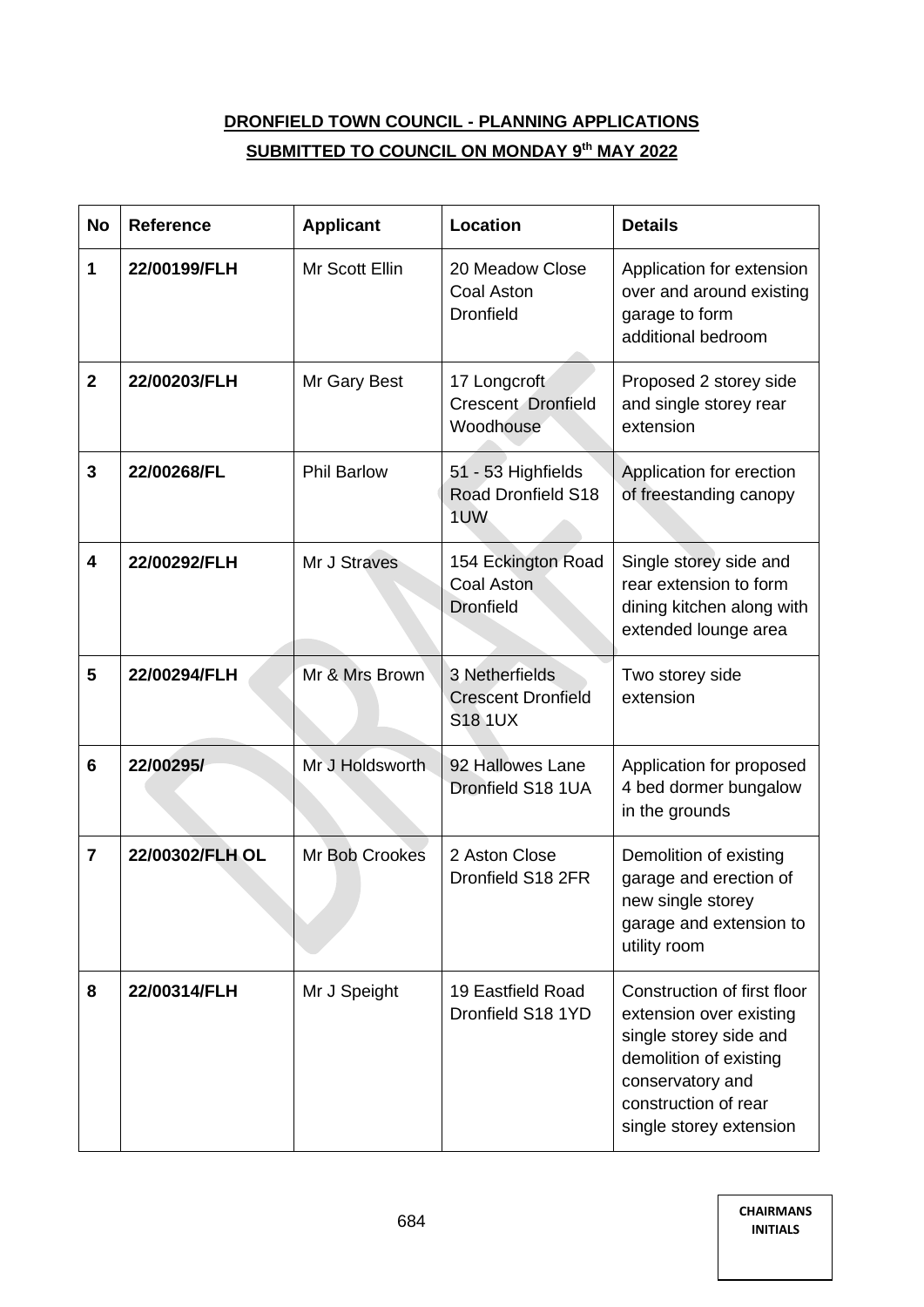**DRONFIELD TOWN COUNCIL - PLANNING APPLICATIONS**

**SUBMITTED TO COUNCIL ON MONDAY 9th MAY 2022**

| No | Reference | Applicant | Location | Details |
|---|---|---|---|---|
| 1 | 22/00199/FLH | Mr Scott Ellin | 20 Meadow Close Coal Aston Dronfield | Application for extension over and around existing garage to form additional bedroom |
| 2 | 22/00203/FLH | Mr Gary Best | 17 Longcroft Crescent Dronfield Woodhouse | Proposed 2 storey side and single storey rear extension |
| 3 | 22/00268/FL | Phil Barlow | 51 - 53 Highfields Road Dronfield S18 1UW | Application for erection of freestanding canopy |
| 4 | 22/00292/FLH | Mr J Straves | 154 Eckington Road Coal Aston Dronfield | Single storey side and rear extension to form dining kitchen along with extended lounge area |
| 5 | 22/00294/FLH | Mr & Mrs Brown | 3 Netherfields Crescent Dronfield S18 1UX | Two storey side extension |
| 6 | 22/00295/ | Mr J Holdsworth | 92 Hallowes Lane Dronfield S18 1UA | Application for proposed 4 bed dormer bungalow in the grounds |
| 7 | 22/00302/FLH OL | Mr Bob Crookes | 2 Aston Close Dronfield S18 2FR | Demolition of existing garage and erection of new single storey garage and extension to utility room |
| 8 | 22/00314/FLH | Mr J Speight | 19 Eastfield Road Dronfield S18 1YD | Construction of first floor extension over existing single storey side and demolition of existing conservatory and construction of rear single storey extension |

CHAIRMANS INITIALS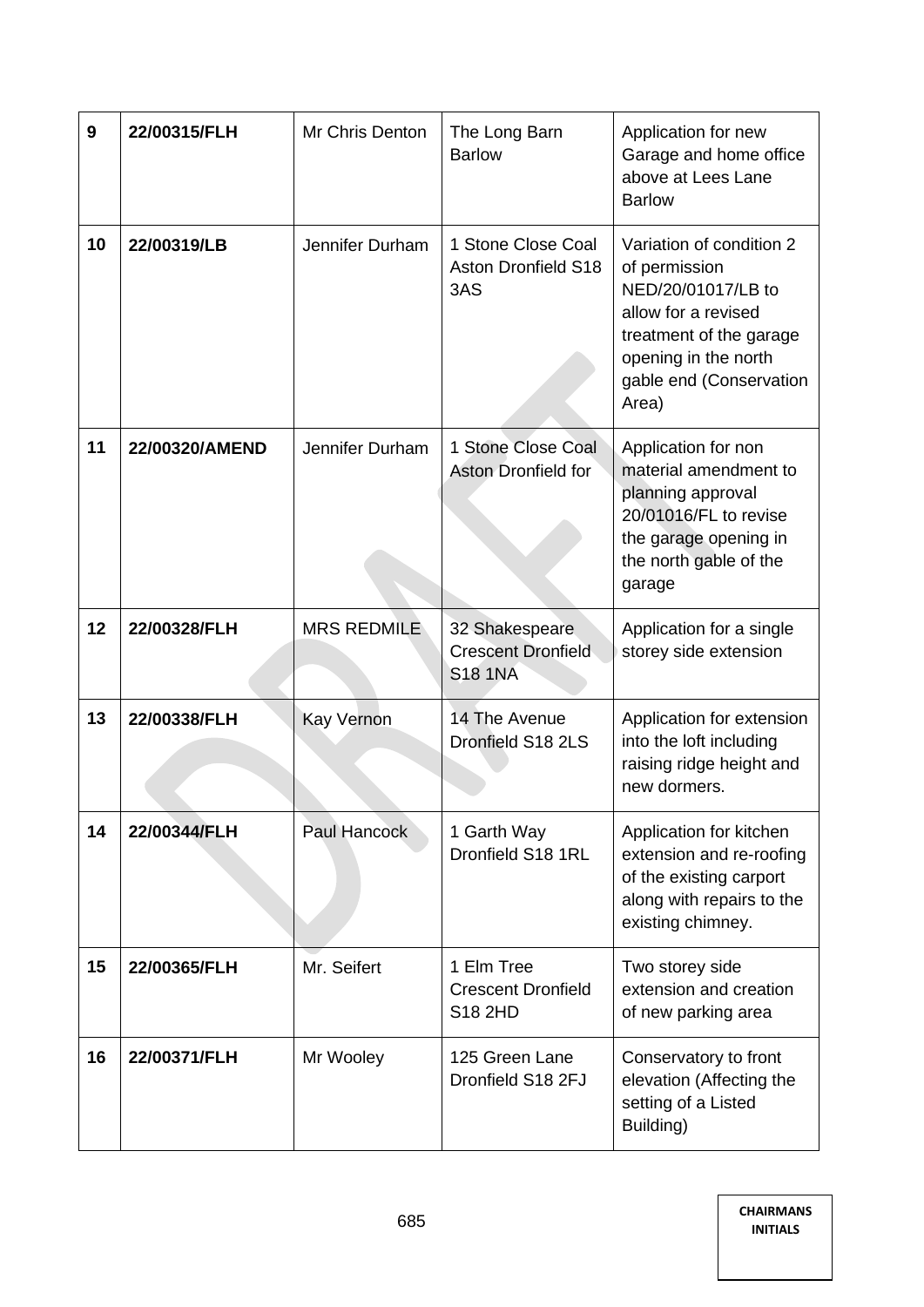| **9** | **22/00315/FLH** | Mr Chris Denton | The Long Barn Barlow | Application for new Garage and home office above at Lees Lane Barlow |
|---|---|---|---|---|
| **10** | **22/00319/LB** | Jennifer Durham | 1 Stone Close Coal Aston Dronfield S18 3AS | Variation of condition 2 of permission NED/20/01017/LB to allow for a revised treatment of the garage opening in the north gable end (Conservation Area) |
| **11** | **22/00320/AMEND** | Jennifer Durham | 1 Stone Close Coal Aston Dronfield for | Application for non material amendment to planning approval 20/01016/FL to revise the garage opening in the north gable of the garage |
| **12** | **22/00328/FLH** | MRS REDMILE | 32 Shakespeare Crescent Dronfield S18 1NA | Application for a single storey side extension |
| **13** | **22/00338/FLH** | Kay Vernon | 14 The Avenue Dronfield S18 2LS | Application for extension into the loft including raising ridge height and new dormers. |
| **14** | **22/00344/FLH** | Paul Hancock | 1 Garth Way Dronfield S18 1RL | Application for kitchen extension and re-roofing of the existing carport along with repairs to the existing chimney. |
| **15** | **22/00365/FLH** | Mr. Seifert | 1 Elm Tree Crescent Dronfield S18 2HD | Two storey side extension and creation of new parking area |
| **16** | **22/00371/FLH** | Mr Wooley | 125 Green Lane Dronfield S18 2FJ | Conservatory to front elevation (Affecting the setting of a Listed Building) |

CHAIRMANS INITIALS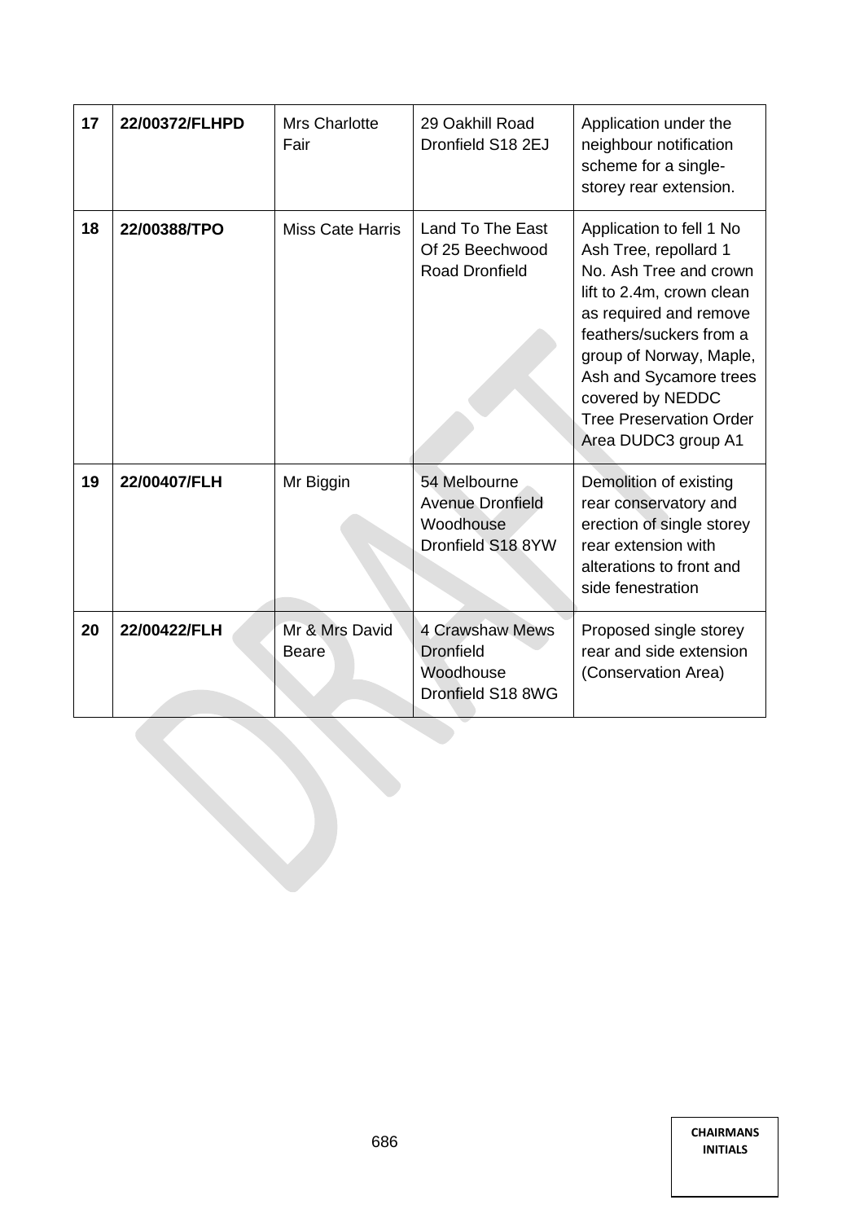| 17 | **22/00372/FLHPD** | Mrs Charlotte Fair | 29 Oakhill Road Dronfield S18 2EJ | Application under the neighbour notification scheme for a single-storey rear extension. |
|---|---|---|---|---|
| **18** | **22/00388/TPO** | Miss Cate Harris | Land To The East Of 25 Beechwood Road Dronfield | Application to fell 1 No Ash Tree, repollard 1 No. Ash Tree and crown lift to 2.4m, crown clean as required and remove feathers/suckers from a group of Norway, Maple, Ash and Sycamore trees covered by NEDDC Tree Preservation Order Area DUDC3 group A1 |
| **19** | **22/00407/FLH** | Mr Biggin | 54 Melbourne Avenue Dronfield Woodhouse Dronfield S18 8YW | Demolition of existing rear conservatory and erection of single storey rear extension with alterations to front and side fenestration |
| **20** | **22/00422/FLH** | Mr & Mrs David Beare | 4 Crawshaw Mews Dronfield Woodhouse Dronfield S18 8WG | Proposed single storey rear and side extension (Conservation Area) |

CHAIRMANS INITIALS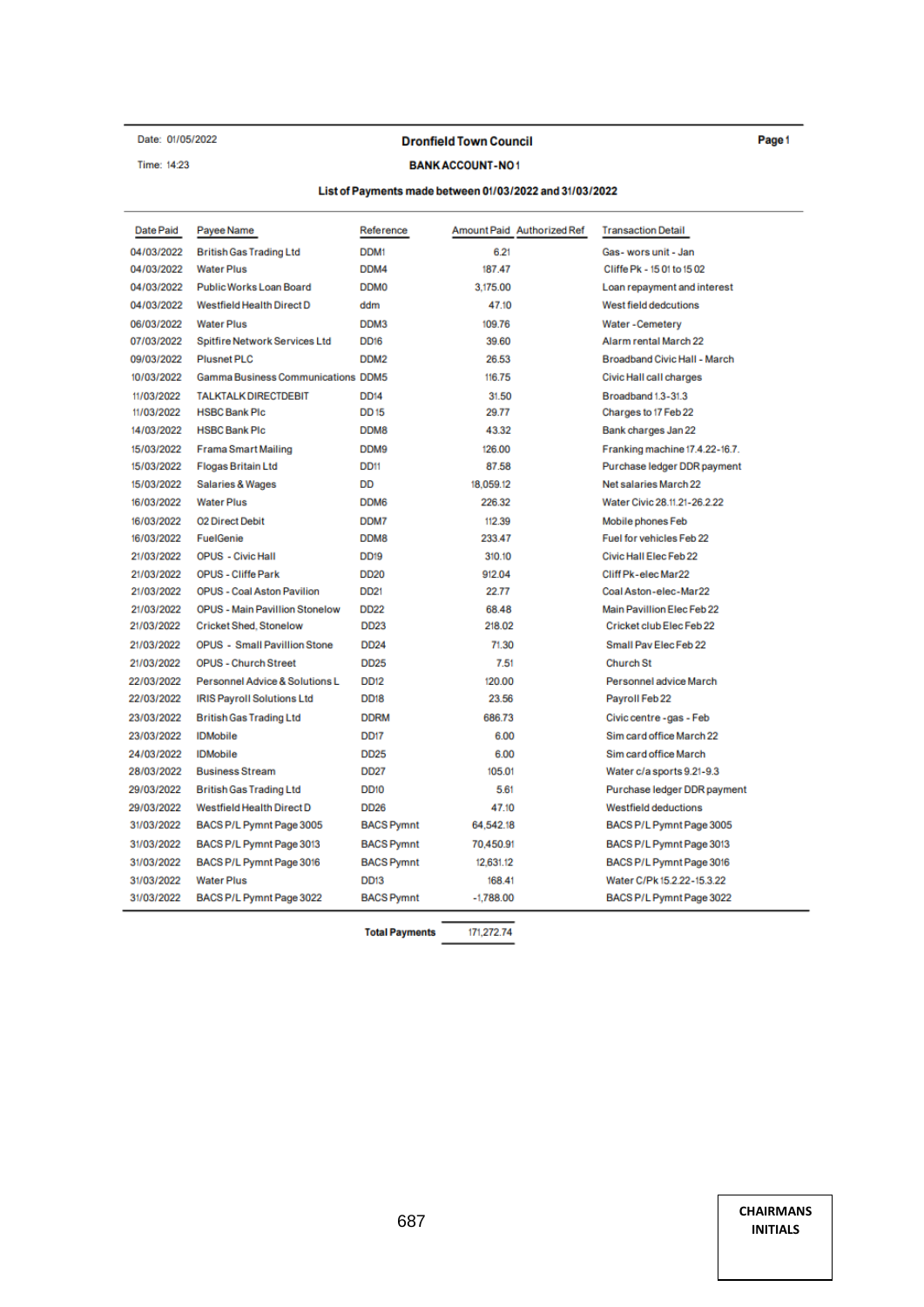Date: 01/05/2022

Time: 14:23

**Dronfield Town Council**

**BANK ACCOUNT-NO 1**

**List of Payments made between 01/03/2022 and 31/03/2022**

| Date Paid | Payee Name | Reference | Amount Paid | Authorized Ref | Transaction Detail |
|---|---|---|---|---|---|
| 04/03/2022 | British Gas Trading Ltd | DDM1 | 6.21 | | Gas- wors unit - Jan |
| 04/03/2022 | Water Plus | DDM4 | 187.47 | | Cliffe Pk - 15 01 to 15 02 |
| 04/03/2022 | Public Works Loan Board | DDM0 | 3,175.00 | | Loan repayment and interest |
| 04/03/2022 | Westfield Health Direct D | ddm | 47.10 | | West field dedcutions |
| 06/03/2022 | Water Plus | DDM3 | 109.76 | | Water -Cemetery |
| 07/03/2022 | Spitfire Network Services Ltd | DD16 | 39.60 | | Alarm rental March 22 |
| 09/03/2022 | Plusnet PLC | DDM2 | 26.53 | | Broadband Civic Hall - March |
| 10/03/2022 | Gamma Business Communications | DDM5 | 116.75 | | Civic Hall call charges |
| 11/03/2022 | TALKTALK DIRECTDEBIT | DD14 | 31.50 | | Broadband 1.3-31.3 |
| 11/03/2022 | HSBC Bank Plc | DD 15 | 29.77 | | Charges to 17 Feb 22 |
| 14/03/2022 | HSBC Bank Plc | DDM8 | 43.32 | | Bank charges Jan 22 |
| 15/03/2022 | Frama Smart Mailing | DDM9 | 126.00 | | Franking machine 17.4.22-16.7. |
| 15/03/2022 | Flogas Britain Ltd | DD11 | 87.58 | | Purchase ledger DDR payment |
| 15/03/2022 | Salaries & Wages | DD | 18,059.12 | | Net salaries March 22 |
| 16/03/2022 | Water Plus | DDM6 | 226.32 | | Water Civic 28.11.21-26.2.22 |
| 16/03/2022 | O2 Direct Debit | DDM7 | 112.39 | | Mobile phones Feb |
| 16/03/2022 | FuelGenie | DDM8 | 233.47 | | Fuel for vehicles Feb 22 |
| 21/03/2022 | OPUS - Civic Hall | DD19 | 310.10 | | Civic Hall Elec Feb 22 |
| 21/03/2022 | OPUS - Cliffe Park | DD20 | 912.04 | | Cliff Pk-elec Mar22 |
| 21/03/2022 | OPUS - Coal Aston Pavilion | DD21 | 22.77 | | Coal Aston-elec-Mar22 |
| 21/03/2022 | OPUS - Main Pavillion Stonelow | DD22 | 68.48 | | Main Pavillion Elec Feb 22 |
| 21/03/2022 | Cricket Shed, Stonelow | DD23 | 218.02 | | Cricket club Elec Feb 22 |
| 21/03/2022 | OPUS - Small Pavillion Stone | DD24 | 71.30 | | Small Pav Elec Feb 22 |
| 21/03/2022 | OPUS - Church Street | DD25 | 7.51 | | Church St |
| 22/03/2022 | Personnel Advice & Solutions L | DD12 | 120.00 | | Personnel advice March |
| 22/03/2022 | IRIS Payroll Solutions Ltd | DD18 | 23.56 | | Payroll Feb 22 |
| 23/03/2022 | British Gas Trading Ltd | DDRM | 686.73 | | Civic centre -gas - Feb |
| 23/03/2022 | IDMobile | DD17 | 6.00 | | Sim card office March 22 |
| 24/03/2022 | IDMobile | DD25 | 6.00 | | Sim card office March |
| 28/03/2022 | Business Stream | DD27 | 105.01 | | Water c/a sports 9.21-9.3 |
| 29/03/2022 | British Gas Trading Ltd | DD10 | 5.61 | | Purchase ledger DDR payment |
| 29/03/2022 | Westfield Health Direct D | DD26 | 47.10 | | Westfield deductions |
| 31/03/2022 | BACS P/L Pymnt Page 3005 | BACS Pymnt | 64,542.18 | | BACS P/L Pymnt Page 3005 |
| 31/03/2022 | BACS P/L Pymnt Page 3013 | BACS Pymnt | 70,450.91 | | BACS P/L Pymnt Page 3013 |
| 31/03/2022 | BACS P/L Pymnt Page 3016 | BACS Pymnt | 12,631.12 | | BACS P/L Pymnt Page 3016 |
| 31/03/2022 | Water Plus | DD13 | 168.41 | | Water C/Pk 15.2.22-15.3.22 |
| 31/03/2022 | BACS P/L Pymnt Page 3022 | BACS Pymnt | -1,788.00 | | BACS P/L Pymnt Page 3022 |
| | | **Total Payments** | 171,272.74 | | |

687

**CHAIRMANS INITIALS**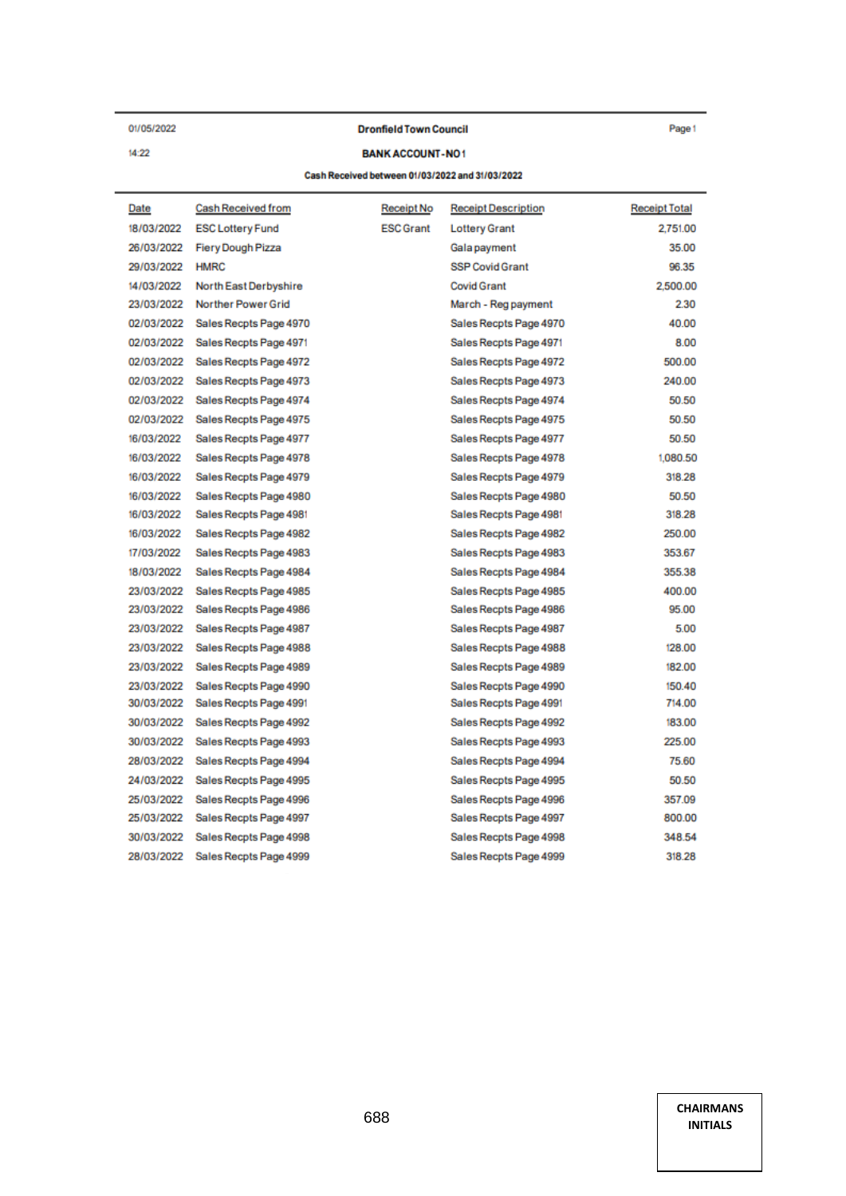01/05/2022 **Dronfield Town Council** Page 1

14:22 **BANK ACCOUNT - NO 1**

**Cash Received between 01/03/2022 and 31/03/2022**

| Date | Cash Received from | Receipt No | Receipt Description | Receipt Total |
|---|---|---|---|---|
| 18/03/2022 | ESC Lottery Fund | ESC Grant | Lottery Grant | 2,751.00 |
| 26/03/2022 | Fiery Dough Pizza | | Gala payment | 35.00 |
| 29/03/2022 | HMRC | | SSP Covid Grant | 96.35 |
| 14/03/2022 | North East Derbyshire | | Covid Grant | 2,500.00 |
| 23/03/2022 | Norther Power Grid | | March - Reg payment | 2.30 |
| 02/03/2022 | Sales Recpts Page 4970 | | Sales Recpts Page 4970 | 40.00 |
| 02/03/2022 | Sales Recpts Page 4971 | | Sales Recpts Page 4971 | 8.00 |
| 02/03/2022 | Sales Recpts Page 4972 | | Sales Recpts Page 4972 | 500.00 |
| 02/03/2022 | Sales Recpts Page 4973 | | Sales Recpts Page 4973 | 240.00 |
| 02/03/2022 | Sales Recpts Page 4974 | | Sales Recpts Page 4974 | 50.50 |
| 02/03/2022 | Sales Recpts Page 4975 | | Sales Recpts Page 4975 | 50.50 |
| 16/03/2022 | Sales Recpts Page 4977 | | Sales Recpts Page 4977 | 50.50 |
| 16/03/2022 | Sales Recpts Page 4978 | | Sales Recpts Page 4978 | 1,080.50 |
| 16/03/2022 | Sales Recpts Page 4979 | | Sales Recpts Page 4979 | 318.28 |
| 16/03/2022 | Sales Recpts Page 4980 | | Sales Recpts Page 4980 | 50.50 |
| 16/03/2022 | Sales Recpts Page 4981 | | Sales Recpts Page 4981 | 318.28 |
| 16/03/2022 | Sales Recpts Page 4982 | | Sales Recpts Page 4982 | 250.00 |
| 17/03/2022 | Sales Recpts Page 4983 | | Sales Recpts Page 4983 | 353.67 |
| 18/03/2022 | Sales Recpts Page 4984 | | Sales Recpts Page 4984 | 355.38 |
| 23/03/2022 | Sales Recpts Page 4985 | | Sales Recpts Page 4985 | 400.00 |
| 23/03/2022 | Sales Recpts Page 4986 | | Sales Recpts Page 4986 | 95.00 |
| 23/03/2022 | Sales Recpts Page 4987 | | Sales Recpts Page 4987 | 5.00 |
| 23/03/2022 | Sales Recpts Page 4988 | | Sales Recpts Page 4988 | 128.00 |
| 23/03/2022 | Sales Recpts Page 4989 | | Sales Recpts Page 4989 | 182.00 |
| 23/03/2022 | Sales Recpts Page 4990 | | Sales Recpts Page 4990 | 150.40 |
| 30/03/2022 | Sales Recpts Page 4991 | | Sales Recpts Page 4991 | 714.00 |
| 30/03/2022 | Sales Recpts Page 4992 | | Sales Recpts Page 4992 | 183.00 |
| 30/03/2022 | Sales Recpts Page 4993 | | Sales Recpts Page 4993 | 225.00 |
| 28/03/2022 | Sales Recpts Page 4994 | | Sales Recpts Page 4994 | 75.60 |
| 24/03/2022 | Sales Recpts Page 4995 | | Sales Recpts Page 4995 | 50.50 |
| 25/03/2022 | Sales Recpts Page 4996 | | Sales Recpts Page 4996 | 357.09 |
| 25/03/2022 | Sales Recpts Page 4997 | | Sales Recpts Page 4997 | 800.00 |
| 30/03/2022 | Sales Recpts Page 4998 | | Sales Recpts Page 4998 | 348.54 |
| 28/03/2022 | Sales Recpts Page 4999 | | Sales Recpts Page 4999 | 318.28 |

**CHAIRMANS INITIALS**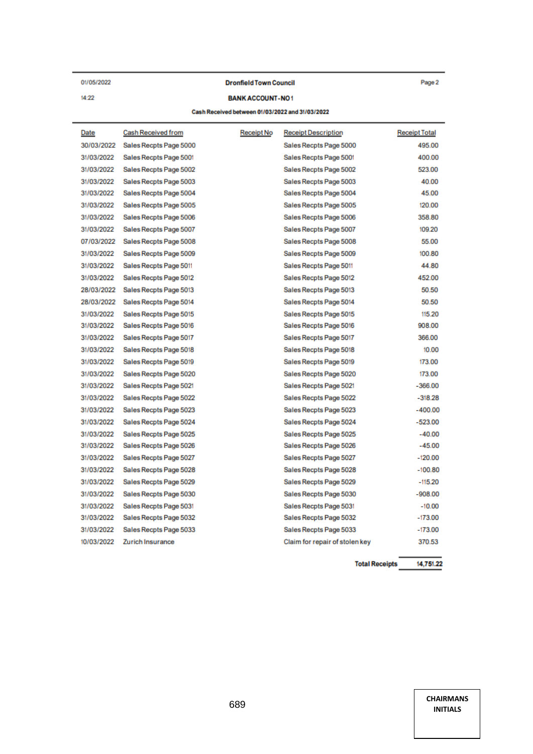01/05/2022 **Dronfield Town Council**

14:22 **BANK ACCOUNT - NO 1**

**Cash Received between 01/03/2022 and 31/03/2022**

| Date | Cash Received from | Receipt No | Receipt Description | Receipt Total |
|---|---|---|---|---|
| 30/03/2022 | Sales Recpts Page 5000 | | Sales Recpts Page 5000 | 495.00 |
| 31/03/2022 | Sales Recpts Page 5001 | | Sales Recpts Page 5001 | 400.00 |
| 31/03/2022 | Sales Recpts Page 5002 | | Sales Recpts Page 5002 | 523.00 |
| 31/03/2022 | Sales Recpts Page 5003 | | Sales Recpts Page 5003 | 40.00 |
| 31/03/2022 | Sales Recpts Page 5004 | | Sales Recpts Page 5004 | 45.00 |
| 31/03/2022 | Sales Recpts Page 5005 | | Sales Recpts Page 5005 | 120.00 |
| 31/03/2022 | Sales Recpts Page 5006 | | Sales Recpts Page 5006 | 358.80 |
| 31/03/2022 | Sales Recpts Page 5007 | | Sales Recpts Page 5007 | 109.20 |
| 07/03/2022 | Sales Recpts Page 5008 | | Sales Recpts Page 5008 | 55.00 |
| 31/03/2022 | Sales Recpts Page 5009 | | Sales Recpts Page 5009 | 100.80 |
| 31/03/2022 | Sales Recpts Page 5011 | | Sales Recpts Page 5011 | 44.80 |
| 31/03/2022 | Sales Recpts Page 5012 | | Sales Recpts Page 5012 | 452.00 |
| 28/03/2022 | Sales Recpts Page 5013 | | Sales Recpts Page 5013 | 50.50 |
| 28/03/2022 | Sales Recpts Page 5014 | | Sales Recpts Page 5014 | 50.50 |
| 31/03/2022 | Sales Recpts Page 5015 | | Sales Recpts Page 5015 | 115.20 |
| 31/03/2022 | Sales Recpts Page 5016 | | Sales Recpts Page 5016 | 908.00 |
| 31/03/2022 | Sales Recpts Page 5017 | | Sales Recpts Page 5017 | 366.00 |
| 31/03/2022 | Sales Recpts Page 5018 | | Sales Recpts Page 5018 | 10.00 |
| 31/03/2022 | Sales Recpts Page 5019 | | Sales Recpts Page 5019 | 173.00 |
| 31/03/2022 | Sales Recpts Page 5020 | | Sales Recpts Page 5020 | 173.00 |
| 31/03/2022 | Sales Recpts Page 5021 | | Sales Recpts Page 5021 | -366.00 |
| 31/03/2022 | Sales Recpts Page 5022 | | Sales Recpts Page 5022 | -318.28 |
| 31/03/2022 | Sales Recpts Page 5023 | | Sales Recpts Page 5023 | -400.00 |
| 31/03/2022 | Sales Recpts Page 5024 | | Sales Recpts Page 5024 | -523.00 |
| 31/03/2022 | Sales Recpts Page 5025 | | Sales Recpts Page 5025 | -40.00 |
| 31/03/2022 | Sales Recpts Page 5026 | | Sales Recpts Page 5026 | -45.00 |
| 31/03/2022 | Sales Recpts Page 5027 | | Sales Recpts Page 5027 | -120.00 |
| 31/03/2022 | Sales Recpts Page 5028 | | Sales Recpts Page 5028 | -100.80 |
| 31/03/2022 | Sales Recpts Page 5029 | | Sales Recpts Page 5029 | -115.20 |
| 31/03/2022 | Sales Recpts Page 5030 | | Sales Recpts Page 5030 | -908.00 |
| 31/03/2022 | Sales Recpts Page 5031 | | Sales Recpts Page 5031 | -10.00 |
| 31/03/2022 | Sales Recpts Page 5032 | | Sales Recpts Page 5032 | -173.00 |
| 31/03/2022 | Sales Recpts Page 5033 | | Sales Recpts Page 5033 | -173.00 |
| 10/03/2022 | Zurich Insurance | | Claim for repair of stolen key | 370.53 |
| | | | **Total Receipts** | **14,751.22** |

CHAIRMANS INITIALS